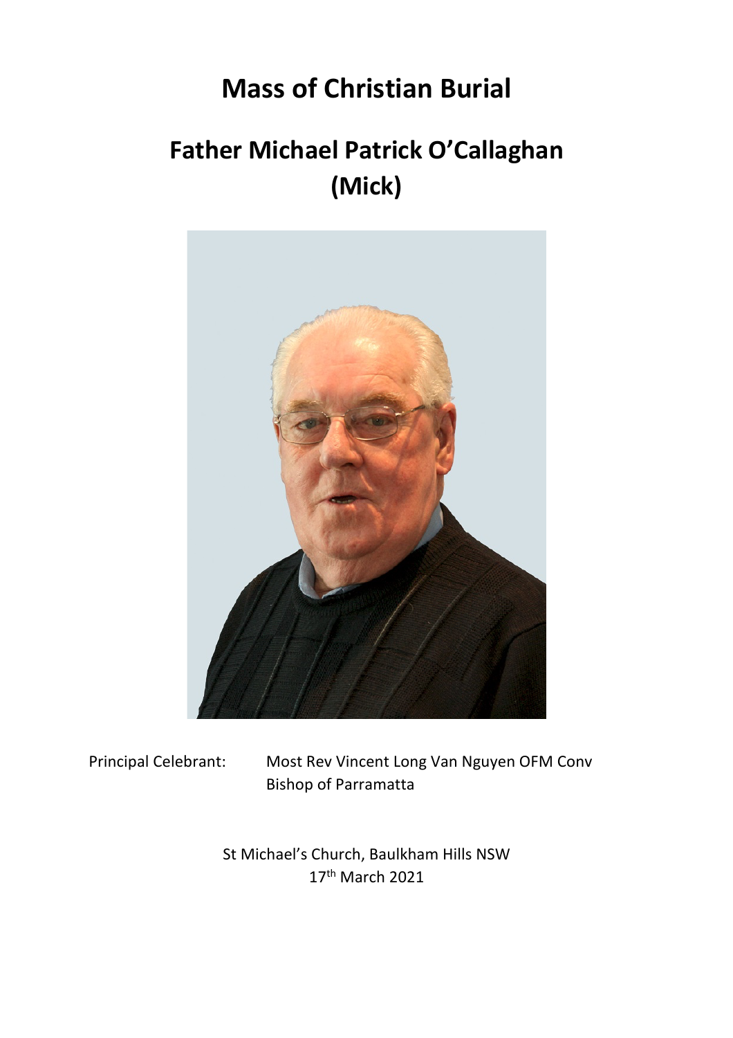# Mass of Christian Burial

# Father Michael Patrick O'Callaghan (Mick)

Principal Celebrant: Most Rev Vincent Long Van Nguyen OFM Conv
Bishop of Parramatta

St Michael's Church, Baulkham Hills NSW
17th March 2021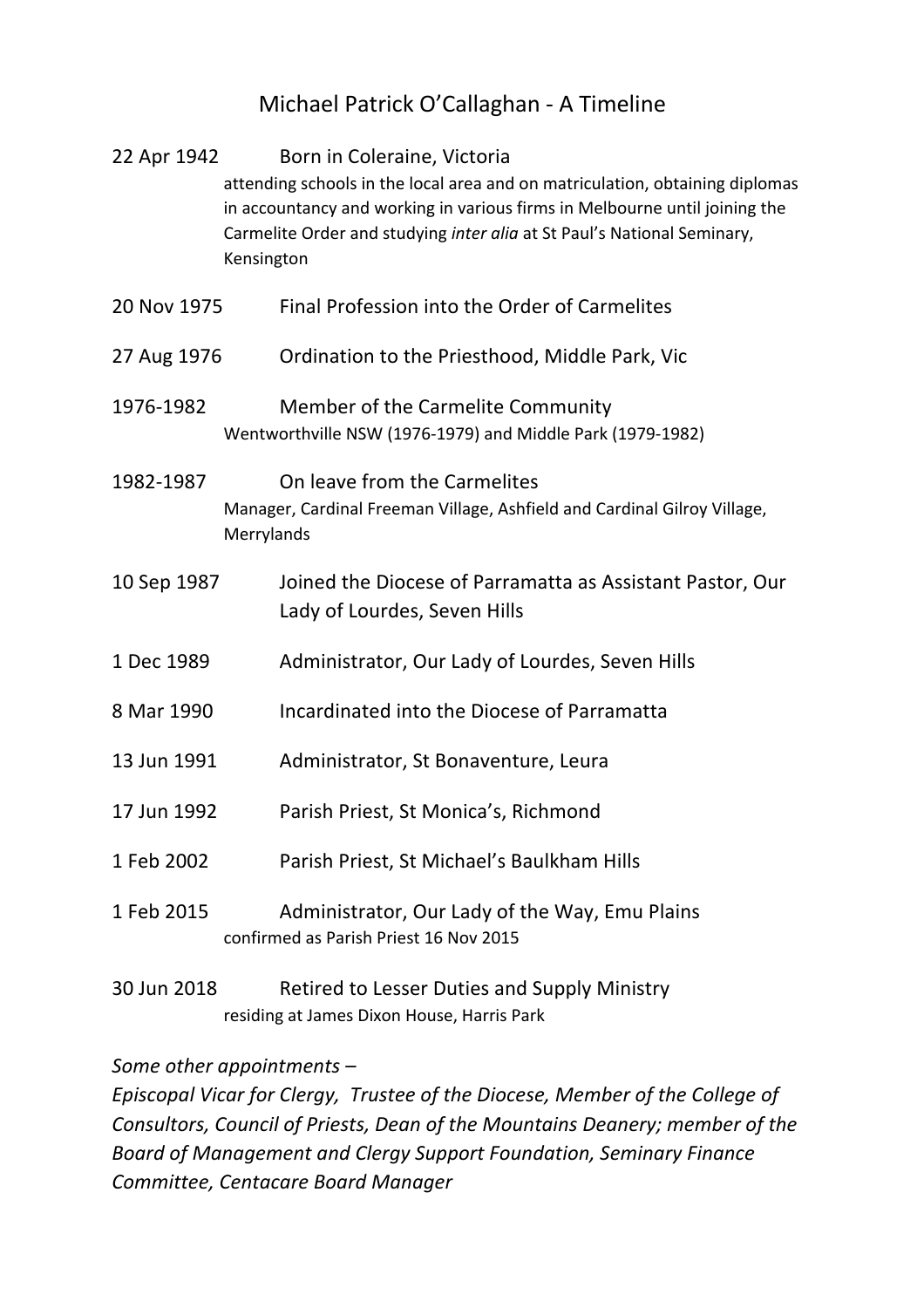# Michael Patrick O'Callaghan - A Timeline

**22 Apr 1942** Born in Coleraine, Victoria

attending schools in the local area and on matriculation, obtaining diplomas in accountancy and working in various firms in Melbourne until joining the Carmelite Order and studying *inter alia* at St Paul's National Seminary, Kensington

**20 Nov 1975** Final Profession into the Order of Carmelites

**27 Aug 1976** Ordination to the Priesthood, Middle Park, Vic

**1976-1982** Member of the Carmelite Community

Wentworthville NSW (1976-1979) and Middle Park (1979-1982)

**1982-1987** On leave from the Carmelites

Manager, Cardinal Freeman Village, Ashfield and Cardinal Gilroy Village, Merrylands

**10 Sep 1987** Joined the Diocese of Parramatta as Assistant Pastor, Our Lady of Lourdes, Seven Hills

**1 Dec 1989** Administrator, Our Lady of Lourdes, Seven Hills

**8 Mar 1990** Incardinated into the Diocese of Parramatta

**13 Jun 1991** Administrator, St Bonaventure, Leura

**17 Jun 1992** Parish Priest, St Monica's, Richmond

**1 Feb 2002** Parish Priest, St Michael's Baulkham Hills

**1 Feb 2015** Administrator, Our Lady of the Way, Emu Plains

confirmed as Parish Priest 16 Nov 2015

**30 Jun 2018** Retired to Lesser Duties and Supply Ministry

residing at James Dixon House, Harris Park

*Some other appointments –*

*Episcopal Vicar for Clergy, Trustee of the Diocese, Member of the College of Consultors, Council of Priests, Dean of the Mountains Deanery; member of the Board of Management and Clergy Support Foundation, Seminary Finance Committee, Centacare Board Manager*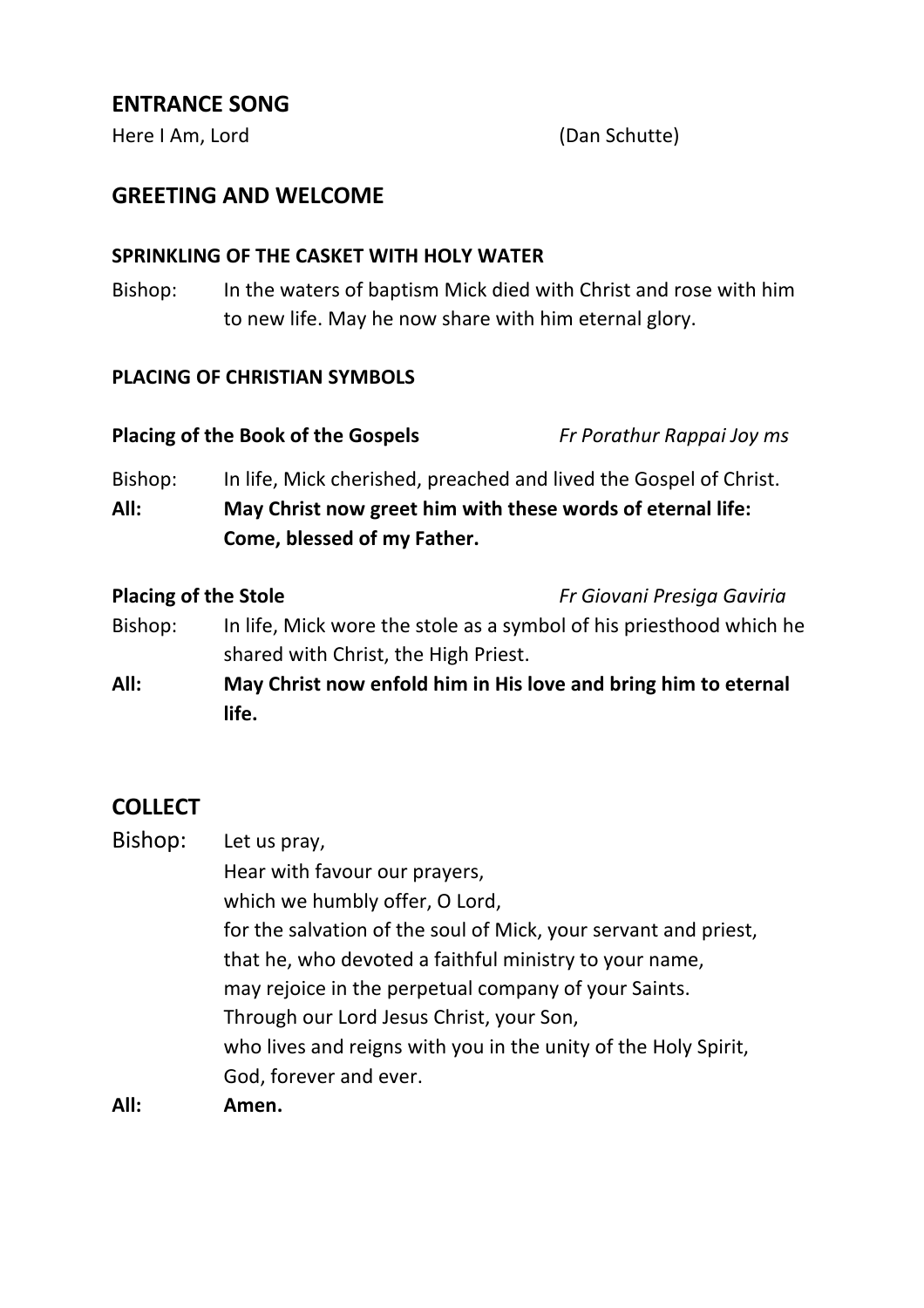## ENTRANCE SONG

Here I Am, Lord (Dan Schutte)

## GREETING AND WELCOME

### SPRINKLING OF THE CASKET WITH HOLY WATER

Bishop: In the waters of baptism Mick died with Christ and rose with him to new life. May he now share with him eternal glory.

### PLACING OF CHRISTIAN SYMBOLS

**Placing of the Book of the Gospels** *Fr Porathur Rappai Joy ms*

Bishop: In life, Mick cherished, preached and lived the Gospel of Christ.

**All: May Christ now greet him with these words of eternal life: Come, blessed of my Father.**

**Placing of the Stole** *Fr Giovani Presiga Gaviria*

Bishop: In life, Mick wore the stole as a symbol of his priesthood which he shared with Christ, the High Priest.

**All: May Christ now enfold him in His love and bring him to eternal life.**

## COLLECT

Bishop: Let us pray,
Hear with favour our prayers,
which we humbly offer, O Lord,
for the salvation of the soul of Mick, your servant and priest,
that he, who devoted a faithful ministry to your name,
may rejoice in the perpetual company of your Saints.
Through our Lord Jesus Christ, your Son,
who lives and reigns with you in the unity of the Holy Spirit,
God, forever and ever.

**All: Amen.**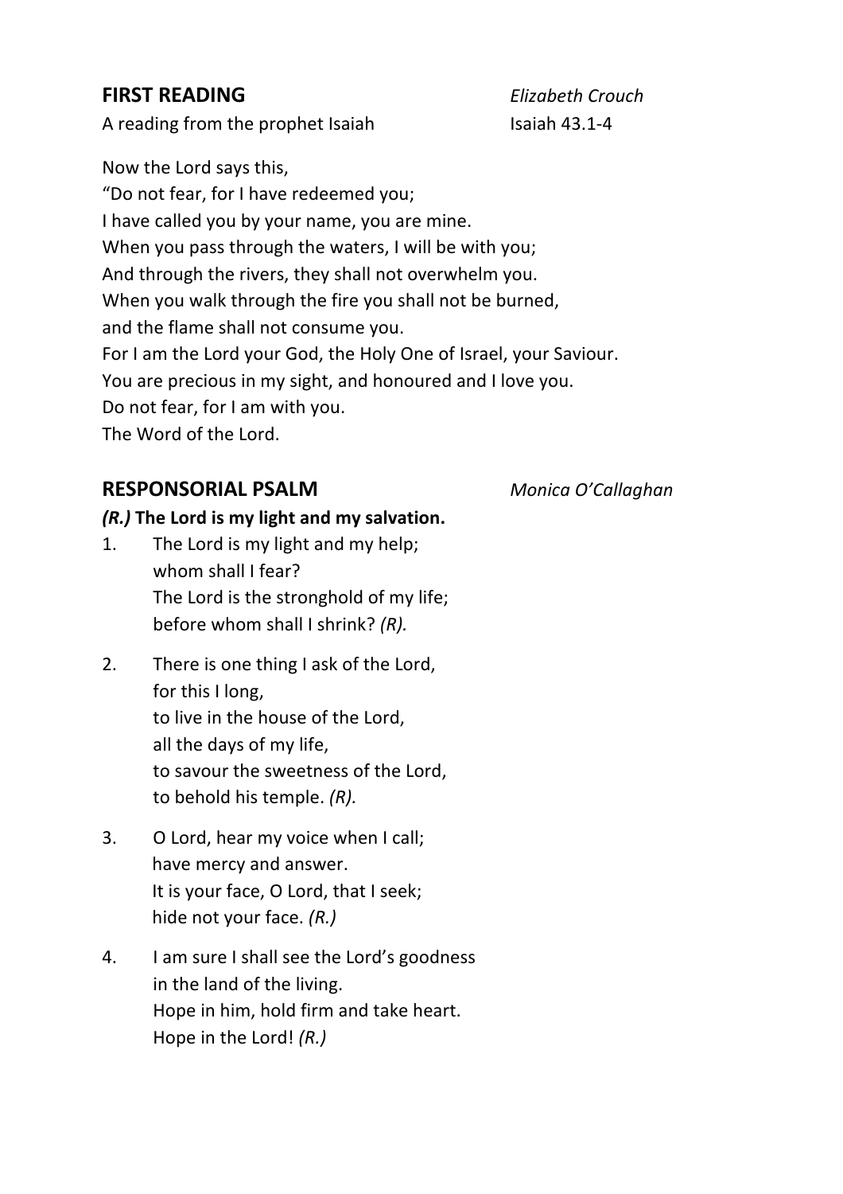## FIRST READING *Elizabeth Crouch*

A reading from the prophet Isaiah Isaiah 43.1-4

Now the Lord says this,
"Do not fear, for I have redeemed you;
I have called you by your name, you are mine.
When you pass through the waters, I will be with you;
And through the rivers, they shall not overwhelm you.
When you walk through the fire you shall not be burned,
and the flame shall not consume you.
For I am the Lord your God, the Holy One of Israel, your Saviour.
You are precious in my sight, and honoured and I love you.
Do not fear, for I am with you.
The Word of the Lord.

## RESPONSORIAL PSALM *Monica O'Callaghan*

***(R.)* The Lord is my light and my salvation.**

1. The Lord is my light and my help;
   whom shall I fear?
   The Lord is the stronghold of my life;
   before whom shall I shrink? *(R).*

2. There is one thing I ask of the Lord,
   for this I long,
   to live in the house of the Lord,
   all the days of my life,
   to savour the sweetness of the Lord,
   to behold his temple. *(R).*

3. O Lord, hear my voice when I call;
   have mercy and answer.
   It is your face, O Lord, that I seek;
   hide not your face. *(R.)*

4. I am sure I shall see the Lord's goodness
   in the land of the living.
   Hope in him, hold firm and take heart.
   Hope in the Lord! *(R.)*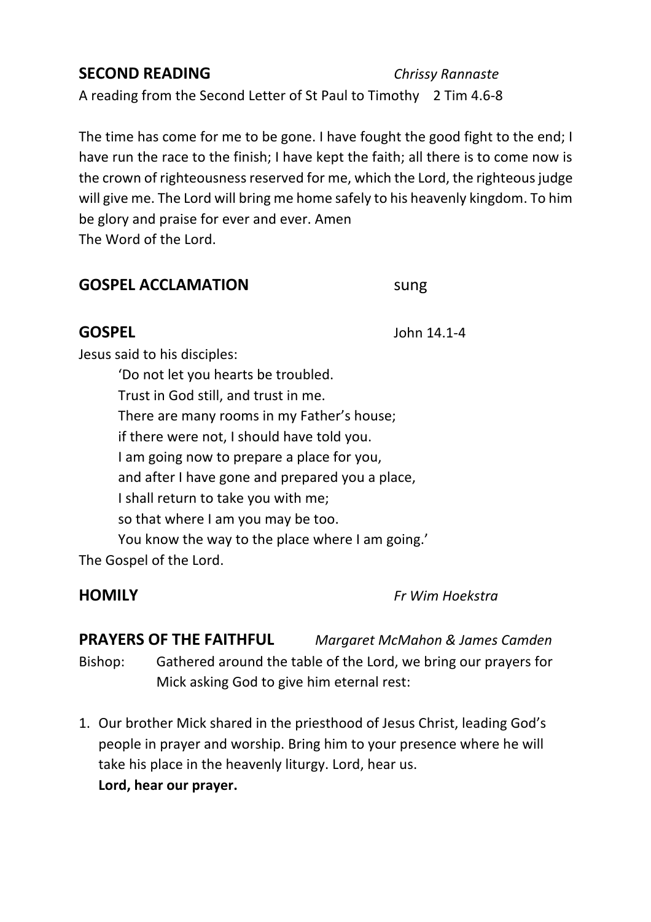## SECOND READING *Chrissy Rannaste*

A reading from the Second Letter of St Paul to Timothy 2 Tim 4.6-8

The time has come for me to be gone. I have fought the good fight to the end; I have run the race to the finish; I have kept the faith; all there is to come now is the crown of righteousness reserved for me, which the Lord, the righteous judge will give me. The Lord will bring me home safely to his heavenly kingdom. To him be glory and praise for ever and ever. Amen
The Word of the Lord.

## GOSPEL ACCLAMATION sung

## GOSPEL John 14.1-4

Jesus said to his disciples:

'Do not let you hearts be troubled.
Trust in God still, and trust in me.
There are many rooms in my Father's house;
if there were not, I should have told you.
I am going now to prepare a place for you,
and after I have gone and prepared you a place,
I shall return to take you with me;
so that where I am you may be too.
You know the way to the place where I am going.'

The Gospel of the Lord.

## HOMILY *Fr Wim Hoekstra*

## PRAYERS OF THE FAITHFUL *Margaret McMahon & James Camden*

Bishop: Gathered around the table of the Lord, we bring our prayers for Mick asking God to give him eternal rest:

1. Our brother Mick shared in the priesthood of Jesus Christ, leading God's people in prayer and worship. Bring him to your presence where he will take his place in the heavenly liturgy. Lord, hear us.
   **Lord, hear our prayer.**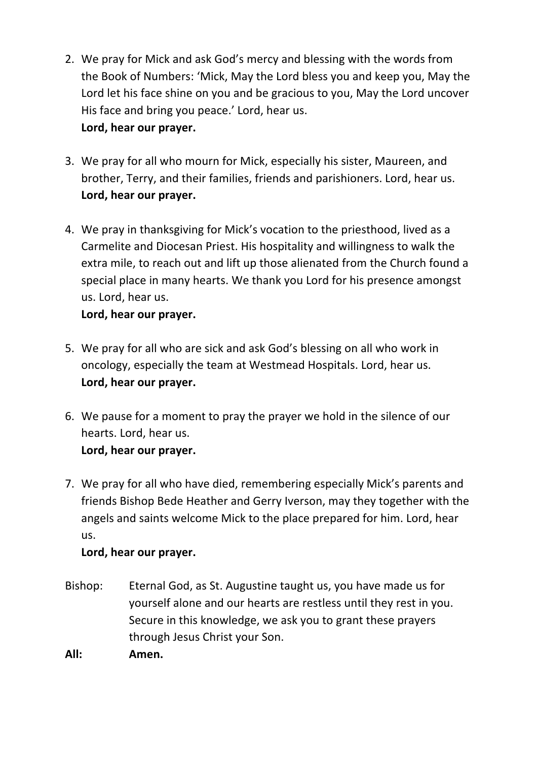2. We pray for Mick and ask God's mercy and blessing with the words from the Book of Numbers: 'Mick, May the Lord bless you and keep you, May the Lord let his face shine on you and be gracious to you, May the Lord uncover His face and bring you peace.' Lord, hear us.
   **Lord, hear our prayer.**

3. We pray for all who mourn for Mick, especially his sister, Maureen, and brother, Terry, and their families, friends and parishioners. Lord, hear us.
   **Lord, hear our prayer.**

4. We pray in thanksgiving for Mick's vocation to the priesthood, lived as a Carmelite and Diocesan Priest. His hospitality and willingness to walk the extra mile, to reach out and lift up those alienated from the Church found a special place in many hearts. We thank you Lord for his presence amongst us. Lord, hear us.
   **Lord, hear our prayer.**

5. We pray for all who are sick and ask God's blessing on all who work in oncology, especially the team at Westmead Hospitals. Lord, hear us.
   **Lord, hear our prayer.**

6. We pause for a moment to pray the prayer we hold in the silence of our hearts. Lord, hear us.
   **Lord, hear our prayer.**

7. We pray for all who have died, remembering especially Mick's parents and friends Bishop Bede Heather and Gerry Iverson, may they together with the angels and saints welcome Mick to the place prepared for him. Lord, hear us.
   **Lord, hear our prayer.**

Bishop: Eternal God, as St. Augustine taught us, you have made us for yourself alone and our hearts are restless until they rest in you. Secure in this knowledge, we ask you to grant these prayers through Jesus Christ your Son.

**All: Amen.**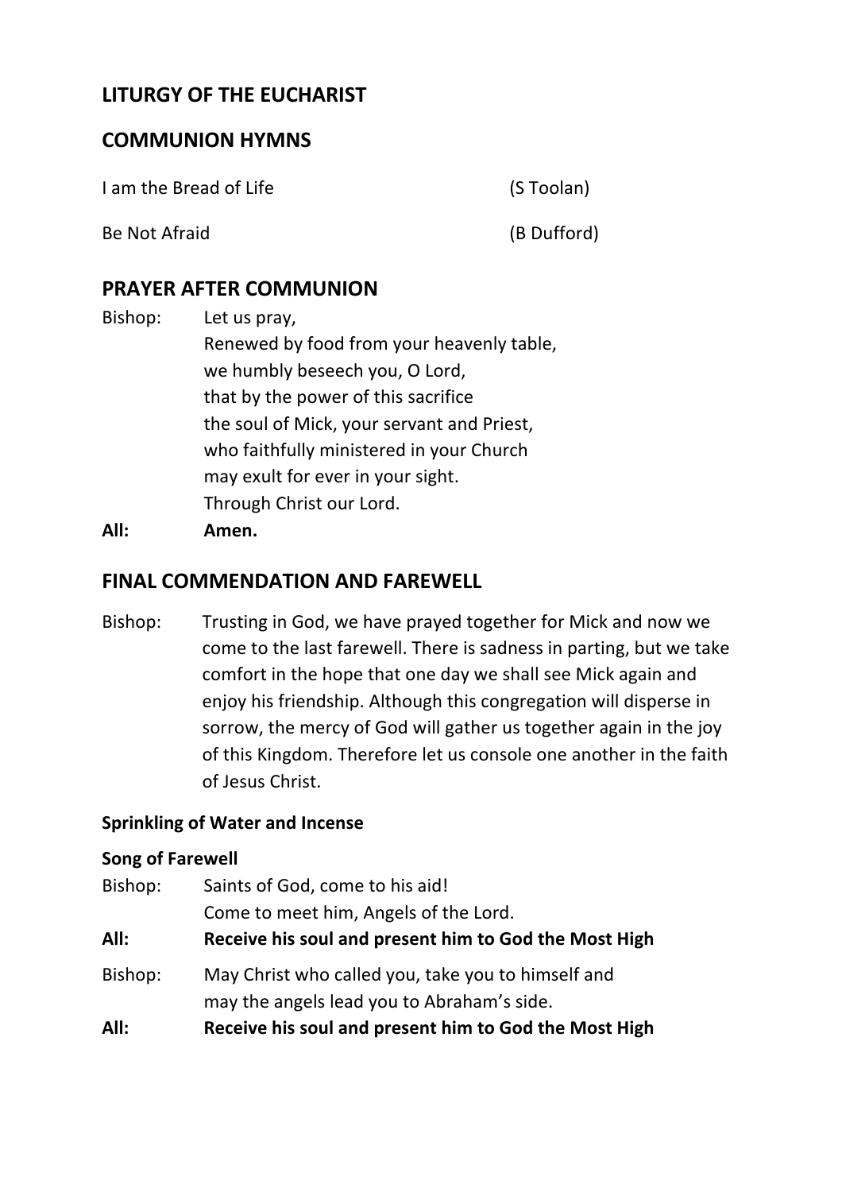## LITURGY OF THE EUCHARIST

## COMMUNION HYMNS

I am the Bread of Life (S Toolan)

Be Not Afraid (B Dufford)

## PRAYER AFTER COMMUNION

Bishop: Let us pray,
Renewed by food from your heavenly table,
we humbly beseech you, O Lord,
that by the power of this sacrifice
the soul of Mick, your servant and Priest,
who faithfully ministered in your Church
may exult for ever in your sight.
Through Christ our Lord.

**All: Amen.**

## FINAL COMMENDATION AND FAREWELL

Bishop: Trusting in God, we have prayed together for Mick and now we come to the last farewell. There is sadness in parting, but we take comfort in the hope that one day we shall see Mick again and enjoy his friendship. Although this congregation will disperse in sorrow, the mercy of God will gather us together again in the joy of this Kingdom. Therefore let us console one another in the faith of Jesus Christ.

**Sprinkling of Water and Incense**

**Song of Farewell**

Bishop: Saints of God, come to his aid!
Come to meet him, Angels of the Lord.

**All: Receive his soul and present him to God the Most High**

Bishop: May Christ who called you, take you to himself and
may the angels lead you to Abraham's side.

**All: Receive his soul and present him to God the Most High**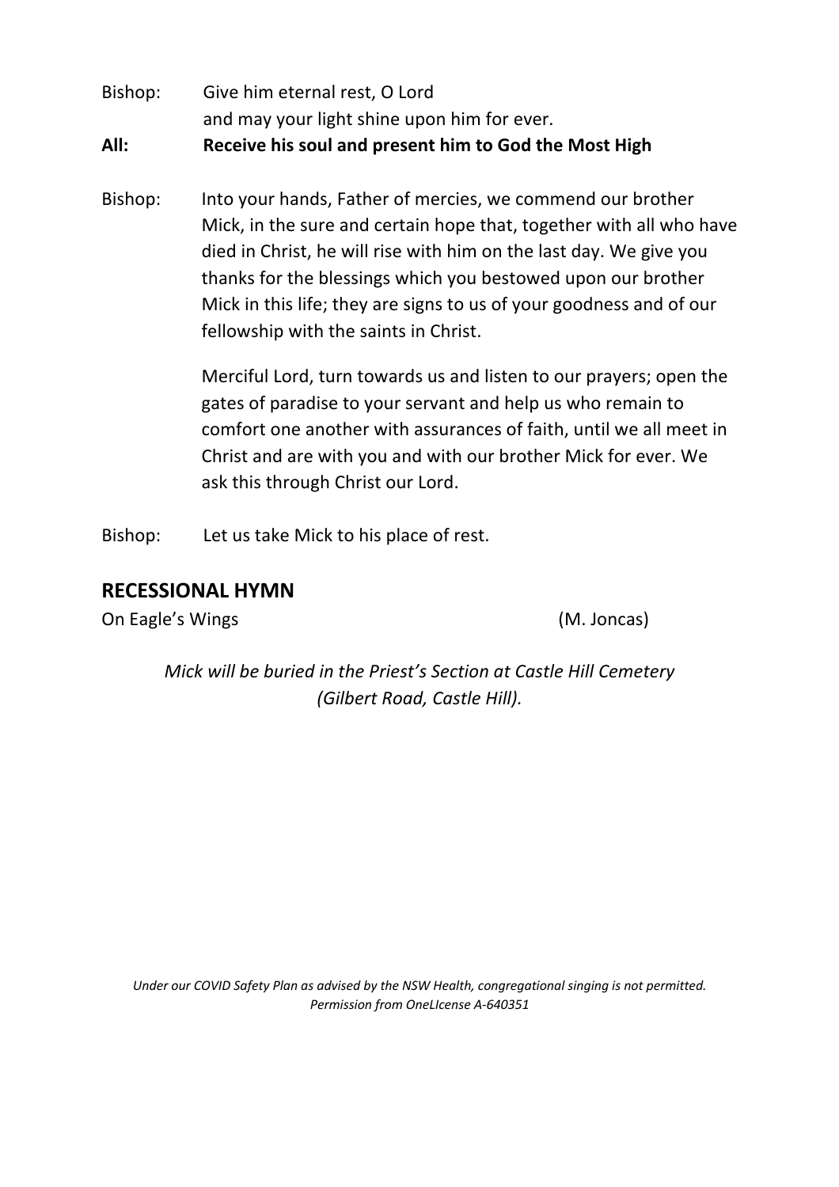Bishop: Give him eternal rest, O Lord
and may your light shine upon him for ever.

**All: Receive his soul and present him to God the Most High**

Bishop: Into your hands, Father of mercies, we commend our brother Mick, in the sure and certain hope that, together with all who have died in Christ, he will rise with him on the last day. We give you thanks for the blessings which you bestowed upon our brother Mick in this life; they are signs to us of your goodness and of our fellowship with the saints in Christ.

Merciful Lord, turn towards us and listen to our prayers; open the gates of paradise to your servant and help us who remain to comfort one another with assurances of faith, until we all meet in Christ and are with you and with our brother Mick for ever. We ask this through Christ our Lord.

Bishop: Let us take Mick to his place of rest.

## RECESSIONAL HYMN

On Eagle's Wings (M. Joncas)

*Mick will be buried in the Priest's Section at Castle Hill Cemetery (Gilbert Road, Castle Hill).*

*Under our COVID Safety Plan as advised by the NSW Health, congregational singing is not permitted.*
*Permission from OneLIcense A-640351*